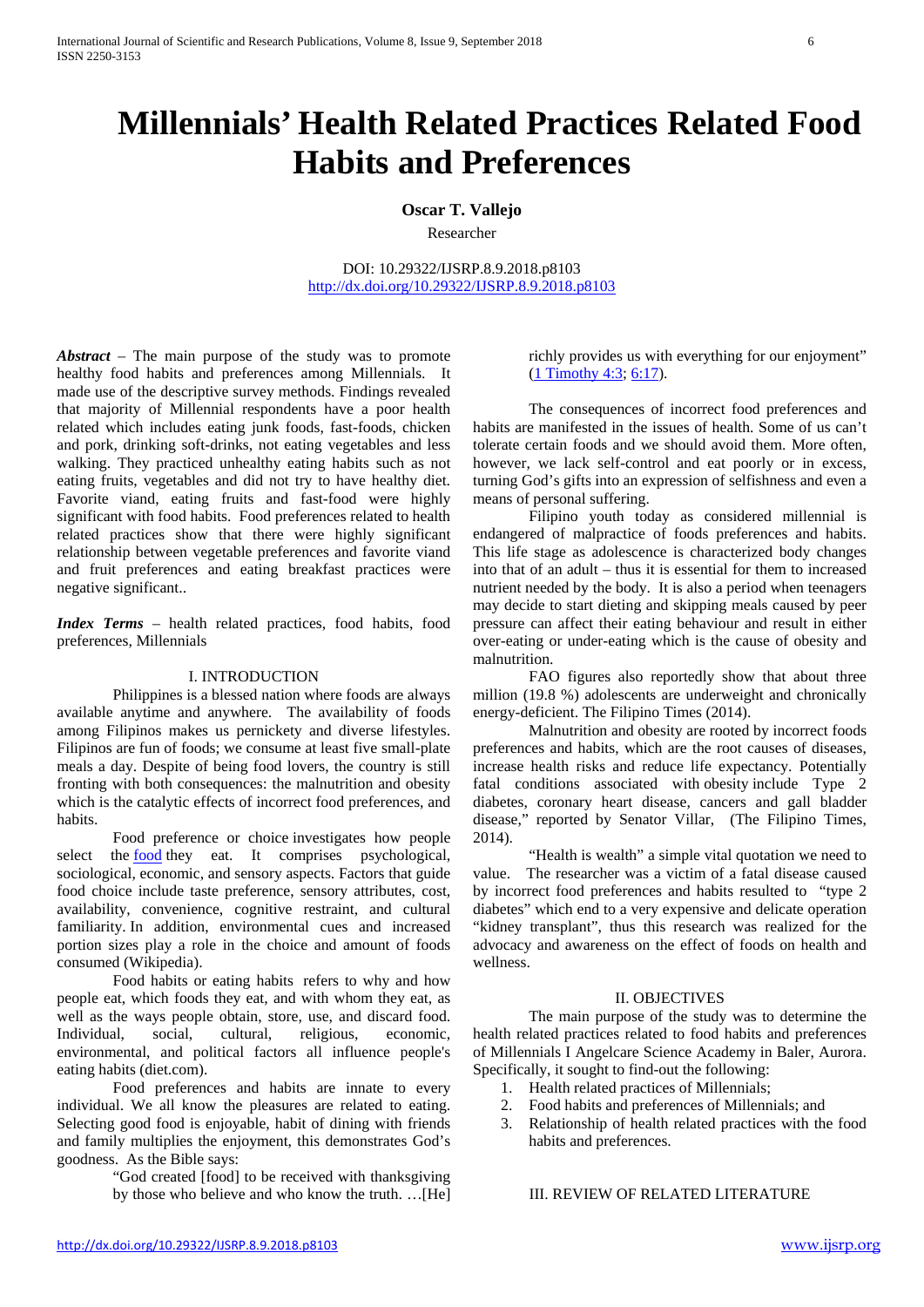# Millennials' Health Related Practices Related Food Habits and Preferences

**Oscar T. Vallejo**

Researcher

DOI: 10.29322/IJSRP.8.9.2018.p8103
http://dx.doi.org/10.29322/IJSRP.8.9.2018.p8103

***Abstract*** – The main purpose of the study was to promote healthy food habits and preferences among Millennials. It made use of the descriptive survey methods. Findings revealed that majority of Millennial respondents have a poor health related which includes eating junk foods, fast-foods, chicken and pork, drinking soft-drinks, not eating vegetables and less walking. They practiced unhealthy eating habits such as not eating fruits, vegetables and did not try to have healthy diet. Favorite viand, eating fruits and fast-food were highly significant with food habits. Food preferences related to health related practices show that there were highly significant relationship between vegetable preferences and favorite viand and fruit preferences and eating breakfast practices were negative significant..

***Index Terms*** – health related practices, food habits, food preferences, Millennials

## I. INTRODUCTION

Philippines is a blessed nation where foods are always available anytime and anywhere. The availability of foods among Filipinos makes us pernickety and diverse lifestyles. Filipinos are fun of foods; we consume at least five small-plate meals a day. Despite of being food lovers, the country is still fronting with both consequences: the malnutrition and obesity which is the catalytic effects of incorrect food preferences, and habits.

Food preference or choice investigates how people select the food they eat. It comprises psychological, sociological, economic, and sensory aspects. Factors that guide food choice include taste preference, sensory attributes, cost, availability, convenience, cognitive restraint, and cultural familiarity. In addition, environmental cues and increased portion sizes play a role in the choice and amount of foods consumed (Wikipedia).

Food habits or eating habits refers to why and how people eat, which foods they eat, and with whom they eat, as well as the ways people obtain, store, use, and discard food. Individual, social, cultural, religious, economic, environmental, and political factors all influence people's eating habits (diet.com).

Food preferences and habits are innate to every individual. We all know the pleasures are related to eating. Selecting good food is enjoyable, habit of dining with friends and family multiplies the enjoyment, this demonstrates God's goodness. As the Bible says:

> "God created [food] to be received with thanksgiving by those who believe and who know the truth. …[He] richly provides us with everything for our enjoyment" (1 Timothy 4:3; 6:17).

The consequences of incorrect food preferences and habits are manifested in the issues of health. Some of us can't tolerate certain foods and we should avoid them. More often, however, we lack self-control and eat poorly or in excess, turning God's gifts into an expression of selfishness and even a means of personal suffering.

Filipino youth today as considered millennial is endangered of malpractice of foods preferences and habits. This life stage as adolescence is characterized body changes into that of an adult – thus it is essential for them to increased nutrient needed by the body. It is also a period when teenagers may decide to start dieting and skipping meals caused by peer pressure can affect their eating behaviour and result in either over-eating or under-eating which is the cause of obesity and malnutrition.

FAO figures also reportedly show that about three million (19.8 %) adolescents are underweight and chronically energy-deficient. The Filipino Times (2014).

Malnutrition and obesity are rooted by incorrect foods preferences and habits, which are the root causes of diseases, increase health risks and reduce life expectancy. Potentially fatal conditions associated with obesity include Type 2 diabetes, coronary heart disease, cancers and gall bladder disease," reported by Senator Villar, (The Filipino Times, 2014).

"Health is wealth" a simple vital quotation we need to value. The researcher was a victim of a fatal disease caused by incorrect food preferences and habits resulted to "type 2 diabetes" which end to a very expensive and delicate operation "kidney transplant", thus this research was realized for the advocacy and awareness on the effect of foods on health and wellness.

## II. OBJECTIVES

The main purpose of the study was to determine the health related practices related to food habits and preferences of Millennials I Angelcare Science Academy in Baler, Aurora. Specifically, it sought to find-out the following:

1. Health related practices of Millennials;
2. Food habits and preferences of Millennials; and
3. Relationship of health related practices with the food habits and preferences.

## III. REVIEW OF RELATED LITERATURE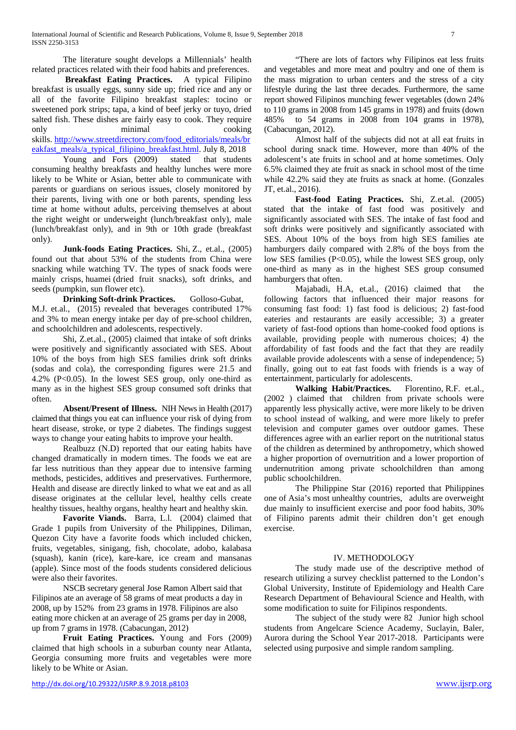The literature sought develops a Millennials' health related practices related with their food habits and preferences.

**Breakfast Eating Practices.** A typical Filipino breakfast is usually eggs, sunny side up; fried rice and any or all of the favorite Filipino breakfast staples: tocino or sweetened pork strips; tapa, a kind of beef jerky or tuyo, dried salted fish. These dishes are fairly easy to cook. They require only minimal cooking skills. http://www.streetdirectory.com/food_editorials/meals/breakfast_meals/a_typical_filipino_breakfast.html. July 8, 2018

Young and Fors (2009) stated that students consuming healthy breakfasts and healthy lunches were more likely to be White or Asian, better able to communicate with parents or guardians on serious issues, closely monitored by their parents, living with one or both parents, spending less time at home without adults, perceiving themselves at about the right weight or underweight (lunch/breakfast only), male (lunch/breakfast only), and in 9th or 10th grade (breakfast only).

**Junk-foods Eating Practices.** Shi, Z., et.al., (2005) found out that about 53% of the students from China were snacking while watching TV. The types of snack foods were mainly crisps, huamei (dried fruit snacks), soft drinks, and seeds (pumpkin, sun flower etc).

**Drinking Soft-drink Practices.** Golloso-Gubat, M.J. et.al., (2015) revealed that beverages contributed 17% and 3% to mean energy intake per day of pre-school children, and schoolchildren and adolescents, respectively.

Shi, Z.et.al., (2005) claimed that intake of soft drinks were positively and significantly associated with SES. About 10% of the boys from high SES families drink soft drinks (sodas and cola), the corresponding figures were 21.5 and 4.2% ($P<0.05$). In the lowest SES group, only one-third as many as in the highest SES group consumed soft drinks that often.

**Absent/Present of Illness.** NIH News in Health (2017) claimed that things you eat can influence your risk of dying from heart disease, stroke, or type 2 diabetes. The findings suggest ways to change your eating habits to improve your health.

Realbuzz (N.D) reported that our eating habits have changed dramatically in modern times. The foods we eat are far less nutritious than they appear due to intensive farming methods, pesticides, additives and preservatives. Furthermore, Health and disease are directly linked to what we eat and as all disease originates at the cellular level, healthy cells create healthy tissues, healthy organs, healthy heart and healthy skin.

**Favorite Viands.** Barra, L.l. (2004) claimed that Grade 1 pupils from University of the Philippines, Diliman, Quezon City have a favorite foods which included chicken, fruits, vegetables, sinigang, fish, chocolate, adobo, kalabasa (squash), kanin (rice), kare-kare, ice cream and mansanas (apple). Since most of the foods students considered delicious were also their favorites.

NSCB secretary general Jose Ramon Albert said that Filipinos ate an average of 58 grams of meat products a day in 2008, up by 152% from 23 grams in 1978. Filipinos are also eating more chicken at an average of 25 grams per day in 2008, up from 7 grams in 1978. (Cabacungan, 2012)

**Fruit Eating Practices.** Young and Fors (2009) claimed that high schools in a suburban county near Atlanta, Georgia consuming more fruits and vegetables were more likely to be White or Asian.

"There are lots of factors why Filipinos eat less fruits and vegetables and more meat and poultry and one of them is the mass migration to urban centers and the stress of a city lifestyle during the last three decades. Furthermore, the same report showed Filipinos munching fewer vegetables (down 24% to 110 grams in 2008 from 145 grams in 1978) and fruits (down 485% to 54 grams in 2008 from 104 grams in 1978), (Cabacungan, 2012).

Almost half of the subjects did not at all eat fruits in school during snack time. However, more than 40% of the adolescent's ate fruits in school and at home sometimes. Only 6.5% claimed they ate fruit as snack in school most of the time while 42.2% said they ate fruits as snack at home. (Gonzales JT, et.al., 2016).

**Fast-food Eating Practices.** Shi, Z.et.al. (2005) stated that the intake of fast food was positively and significantly associated with SES. The intake of fast food and soft drinks were positively and significantly associated with SES. About 10% of the boys from high SES families ate hamburgers daily compared with 2.8% of the boys from the low SES families ($P<0.05$), while the lowest SES group, only one-third as many as in the highest SES group consumed hamburgers that often.

Majabadi, H.A, et.al., (2016) claimed that the following factors that influenced their major reasons for consuming fast food: 1) fast food is delicious; 2) fast-food eateries and restaurants are easily accessible; 3) a greater variety of fast-food options than home-cooked food options is available, providing people with numerous choices; 4) the affordability of fast foods and the fact that they are readily available provide adolescents with a sense of independence; 5) finally, going out to eat fast foods with friends is a way of entertainment, particularly for adolescents.

**Walking Habit/Practices.** Florentino, R.F. et.al., (2002 ) claimed that children from private schools were apparently less physically active, were more likely to be driven to school instead of walking, and were more likely to prefer television and computer games over outdoor games. These differences agree with an earlier report on the nutritional status of the children as determined by anthropometry, which showed a higher proportion of overnutrition and a lower proportion of undernutrition among private schoolchildren than among public schoolchildren.

The Philippine Star (2016) reported that Philippines one of Asia's most unhealthy countries, adults are overweight due mainly to insufficient exercise and poor food habits, 30% of Filipino parents admit their children don't get enough exercise.

## IV. METHODOLOGY

The study made use of the descriptive method of research utilizing a survey checklist patterned to the London's Global University, Institute of Epidemiology and Health Care Research Department of Behavioural Science and Health, with some modification to suite for Filipinos respondents.

The subject of the study were 82 Junior high school students from Angelcare Science Academy, Suclayin, Baler, Aurora during the School Year 2017-2018. Participants were selected using purposive and simple random sampling.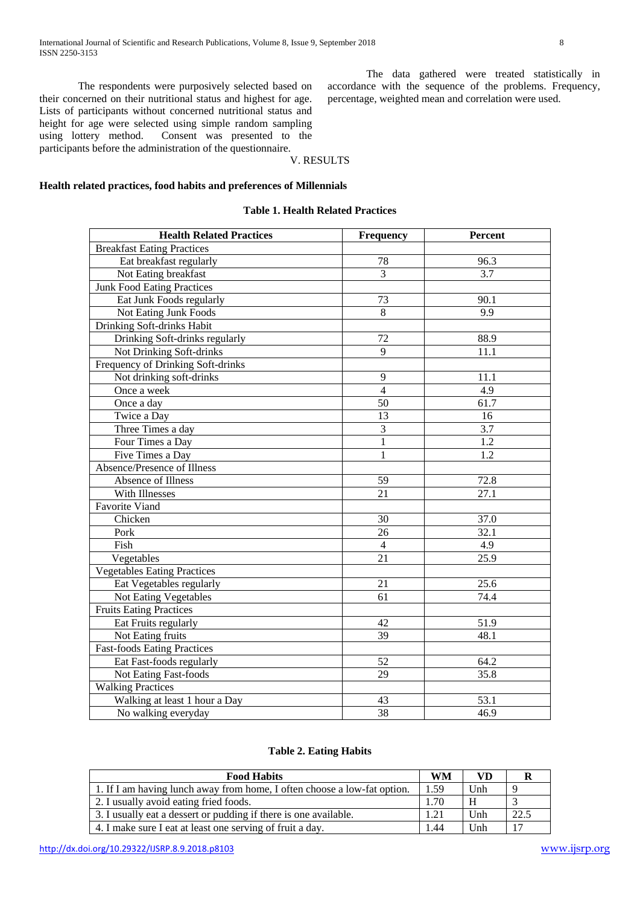The respondents were purposively selected based on their concerned on their nutritional status and highest for age. Lists of participants without concerned nutritional status and height for age were selected using simple random sampling using lottery method. Consent was presented to the participants before the administration of the questionnaire.

The data gathered were treated statistically in accordance with the sequence of the problems. Frequency, percentage, weighted mean and correlation were used.

## V. RESULTS

### Health related practices, food habits and preferences of Millennials

**Table 1. Health Related Practices**

| Health Related Practices | Frequency | Percent |
|---|---|---|
| Breakfast Eating Practices | | |
| Eat breakfast regularly | 78 | 96.3 |
| Not Eating breakfast | 3 | 3.7 |
| Junk Food Eating Practices | | |
| Eat Junk Foods regularly | 73 | 90.1 |
| Not Eating Junk Foods | 8 | 9.9 |
| Drinking Soft-drinks Habit | | |
| Drinking Soft-drinks regularly | 72 | 88.9 |
| Not Drinking Soft-drinks | 9 | 11.1 |
| Frequency of Drinking Soft-drinks | | |
| Not drinking soft-drinks | 9 | 11.1 |
| Once a week | 4 | 4.9 |
| Once a day | 50 | 61.7 |
| Twice a Day | 13 | 16 |
| Three Times a day | 3 | 3.7 |
| Four Times a Day | 1 | 1.2 |
| Five Times a Day | 1 | 1.2 |
| Absence/Presence of Illness | | |
| Absence of Illness | 59 | 72.8 |
| With Illnesses | 21 | 27.1 |
| Favorite Viand | | |
| Chicken | 30 | 37.0 |
| Pork | 26 | 32.1 |
| Fish | 4 | 4.9 |
| Vegetables | 21 | 25.9 |
| Vegetables Eating Practices | | |
| Eat Vegetables regularly | 21 | 25.6 |
| Not Eating Vegetables | 61 | 74.4 |
| Fruits Eating Practices | | |
| Eat Fruits regularly | 42 | 51.9 |
| Not Eating fruits | 39 | 48.1 |
| Fast-foods Eating Practices | | |
| Eat Fast-foods regularly | 52 | 64.2 |
| Not Eating Fast-foods | 29 | 35.8 |
| Walking Practices | | |
| Walking at least 1 hour a Day | 43 | 53.1 |
| No walking everyday | 38 | 46.9 |

**Table 2. Eating Habits**

| Food Habits | WM | VD | R |
|---|---|---|---|
| 1. If I am having lunch away from home, I often choose a low-fat option. | 1.59 | Unh | 9 |
| 2. I usually avoid eating fried foods. | 1.70 | H | 3 |
| 3. I usually eat a dessert or pudding if there is one available. | 1.21 | Unh | 22.5 |
| 4. I make sure I eat at least one serving of fruit a day. | 1.44 | Unh | 17 |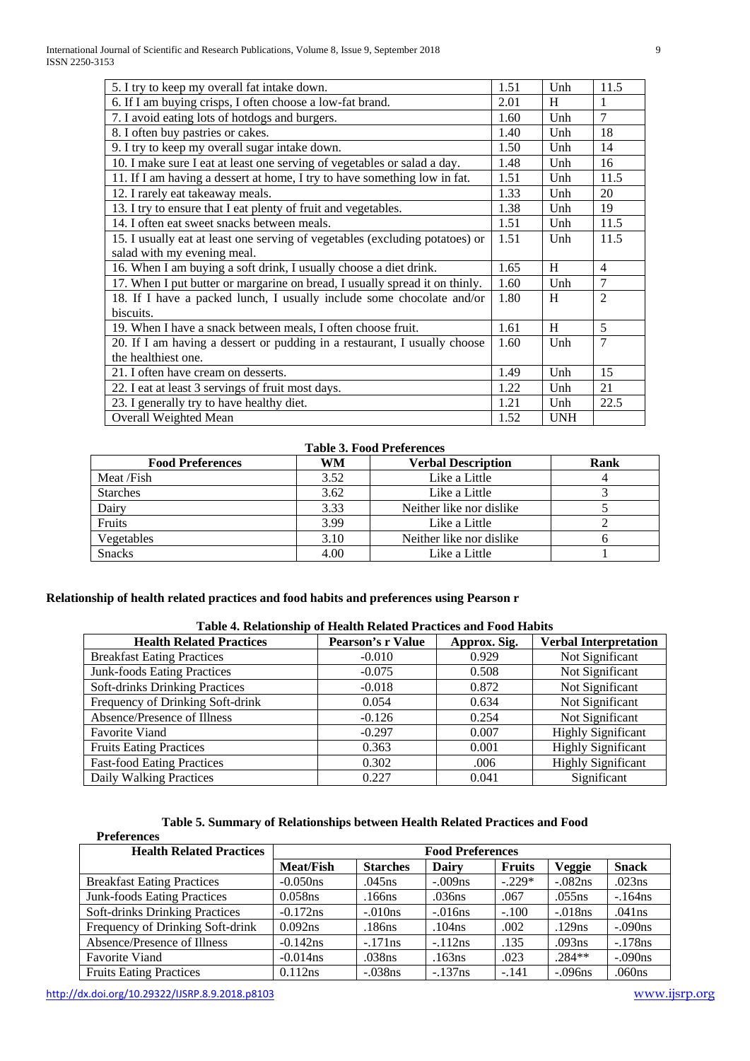| | | | |
|---|---|---|---|
| 5. I try to keep my overall fat intake down. | 1.51 | Unh | 11.5 |
| 6. If I am buying crisps, I often choose a low-fat brand. | 2.01 | H | 1 |
| 7. I avoid eating lots of hotdogs and burgers. | 1.60 | Unh | 7 |
| 8. I often buy pastries or cakes. | 1.40 | Unh | 18 |
| 9. I try to keep my overall sugar intake down. | 1.50 | Unh | 14 |
| 10. I make sure I eat at least one serving of vegetables or salad a day. | 1.48 | Unh | 16 |
| 11. If I am having a dessert at home, I try to have something low in fat. | 1.51 | Unh | 11.5 |
| 12. I rarely eat takeaway meals. | 1.33 | Unh | 20 |
| 13. I try to ensure that I eat plenty of fruit and vegetables. | 1.38 | Unh | 19 |
| 14. I often eat sweet snacks between meals. | 1.51 | Unh | 11.5 |
| 15. I usually eat at least one serving of vegetables (excluding potatoes) or salad with my evening meal. | 1.51 | Unh | 11.5 |
| 16. When I am buying a soft drink, I usually choose a diet drink. | 1.65 | H | 4 |
| 17. When I put butter or margarine on bread, I usually spread it on thinly. | 1.60 | Unh | 7 |
| 18. If I have a packed lunch, I usually include some chocolate and/or biscuits. | 1.80 | H | 2 |
| 19. When I have a snack between meals, I often choose fruit. | 1.61 | H | 5 |
| 20. If I am having a dessert or pudding in a restaurant, I usually choose the healthiest one. | 1.60 | Unh | 7 |
| 21. I often have cream on desserts. | 1.49 | Unh | 15 |
| 22. I eat at least 3 servings of fruit most days. | 1.22 | Unh | 21 |
| 23. I generally try to have healthy diet. | 1.21 | Unh | 22.5 |
| Overall Weighted Mean | 1.52 | UNH | |

**Table 3. Food Preferences**

| Food Preferences | WM | Verbal Description | Rank |
|---|---|---|---|
| Meat /Fish | 3.52 | Like a Little | 4 |
| Starches | 3.62 | Like a Little | 3 |
| Dairy | 3.33 | Neither like nor dislike | 5 |
| Fruits | 3.99 | Like a Little | 2 |
| Vegetables | 3.10 | Neither like nor dislike | 6 |
| Snacks | 4.00 | Like a Little | 1 |

**Relationship of health related practices and food habits and preferences using Pearson r**

**Table 4. Relationship of Health Related Practices and Food Habits**

| Health Related Practices | Pearson's r Value | Approx. Sig. | Verbal Interpretation |
|---|---|---|---|
| Breakfast Eating Practices | -0.010 | 0.929 | Not Significant |
| Junk-foods Eating Practices | -0.075 | 0.508 | Not Significant |
| Soft-drinks Drinking Practices | -0.018 | 0.872 | Not Significant |
| Frequency of Drinking Soft-drink | 0.054 | 0.634 | Not Significant |
| Absence/Presence of Illness | -0.126 | 0.254 | Not Significant |
| Favorite Viand | -0.297 | 0.007 | Highly Significant |
| Fruits Eating Practices | 0.363 | 0.001 | Highly Significant |
| Fast-food Eating Practices | 0.302 | .006 | Highly Significant |
| Daily Walking Practices | 0.227 | 0.041 | Significant |

**Table 5. Summary of Relationships between Health Related Practices and Food Preferences**

| Health Related Practices | Food Preferences | | | | | |
|---|---|---|---|---|---|---|
| | Meat/Fish | Starches | Dairy | Fruits | Veggie | Snack |
| Breakfast Eating Practices | -0.050ns | .045ns | -.009ns | -.229* | -.082ns | .023ns |
| Junk-foods Eating Practices | 0.058ns | .166ns | .036ns | .067 | .055ns | -.164ns |
| Soft-drinks Drinking Practices | -0.172ns | -.010ns | -.016ns | -.100 | -.018ns | .041ns |
| Frequency of Drinking Soft-drink | 0.092ns | .186ns | .104ns | .002 | .129ns | -.090ns |
| Absence/Presence of Illness | -0.142ns | -.171ns | -.112ns | .135 | .093ns | -.178ns |
| Favorite Viand | -0.014ns | .038ns | .163ns | .023 | .284** | -.090ns |
| Fruits Eating Practices | 0.112ns | -.038ns | -.137ns | -.141 | -.096ns | .060ns |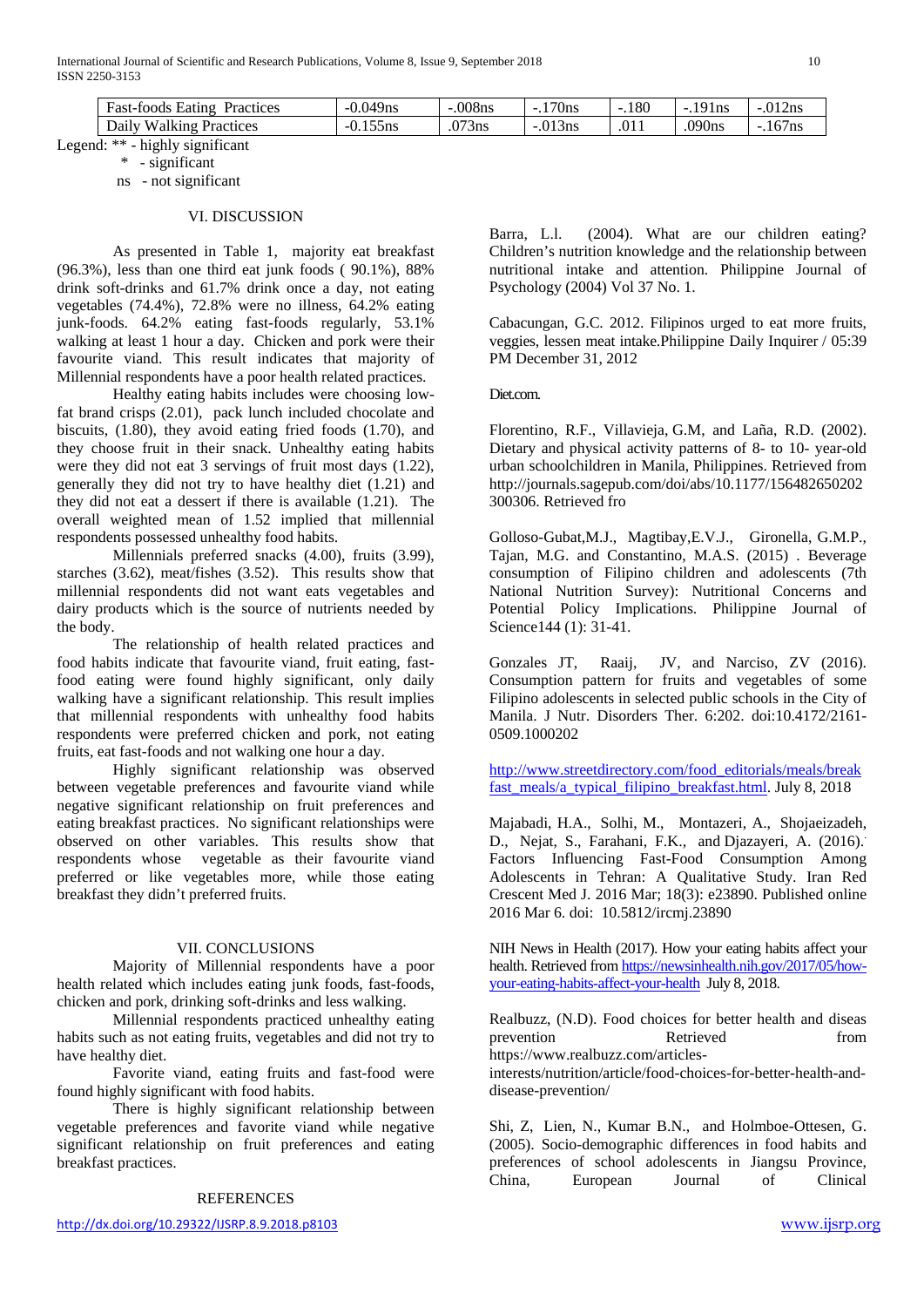| Fast-foods Eating Practices | -0.049ns | -.008ns | -.170ns | -.180 | -.191ns | -.012ns |
|---|---|---|---|---|---|---|
| Daily Walking Practices | -0.155ns | .073ns | -.013ns | .011 | .090ns | -.167ns |

Legend: ** - highly significant
* - significant
ns - not significant

## VI. DISCUSSION

As presented in Table 1, majority eat breakfast (96.3%), less than one third eat junk foods ( 90.1%), 88% drink soft-drinks and 61.7% drink once a day, not eating vegetables (74.4%), 72.8% were no illness, 64.2% eating junk-foods. 64.2% eating fast-foods regularly, 53.1% walking at least 1 hour a day. Chicken and pork were their favourite viand. This result indicates that majority of Millennial respondents have a poor health related practices.

Healthy eating habits includes were choosing low-fat brand crisps (2.01), pack lunch included chocolate and biscuits, (1.80), they avoid eating fried foods (1.70), and they choose fruit in their snack. Unhealthy eating habits were they did not eat 3 servings of fruit most days (1.22), generally they did not try to have healthy diet (1.21) and they did not eat a dessert if there is available (1.21). The overall weighted mean of 1.52 implied that millennial respondents possessed unhealthy food habits.

Millennials preferred snacks (4.00), fruits (3.99), starches (3.62), meat/fishes (3.52). This results show that millennial respondents did not want eats vegetables and dairy products which is the source of nutrients needed by the body.

The relationship of health related practices and food habits indicate that favourite viand, fruit eating, fast-food eating were found highly significant, only daily walking have a significant relationship. This result implies that millennial respondents with unhealthy food habits respondents were preferred chicken and pork, not eating fruits, eat fast-foods and not walking one hour a day.

Highly significant relationship was observed between vegetable preferences and favourite viand while negative significant relationship on fruit preferences and eating breakfast practices. No significant relationships were observed on other variables. This results show that respondents whose vegetable as their favourite viand preferred or like vegetables more, while those eating breakfast they didn't preferred fruits.

## VII. CONCLUSIONS

Majority of Millennial respondents have a poor health related which includes eating junk foods, fast-foods, chicken and pork, drinking soft-drinks and less walking.

Millennial respondents practiced unhealthy eating habits such as not eating fruits, vegetables and did not try to have healthy diet.

Favorite viand, eating fruits and fast-food were found highly significant with food habits.

There is highly significant relationship between vegetable preferences and favorite viand while negative significant relationship on fruit preferences and eating breakfast practices.

## REFERENCES

Barra, L.l. (2004). What are our children eating? Children's nutrition knowledge and the relationship between nutritional intake and attention. Philippine Journal of Psychology (2004) Vol 37 No. 1.

Cabacungan, G.C. 2012. Filipinos urged to eat more fruits, veggies, lessen meat intake.Philippine Daily Inquirer / 05:39 PM December 31, 2012

Diet.com.

Florentino, R.F., Villavieja, G.M, and Laña, R.D. (2002). Dietary and physical activity patterns of 8- to 10- year-old urban schoolchildren in Manila, Philippines. Retrieved from http://journals.sagepub.com/doi/abs/10.1177/156482650202300306. Retrieved fro

Golloso-Gubat,M.J., Magtibay,E.V.J., Gironella, G.M.P., Tajan, M.G. and Constantino, M.A.S. (2015) . Beverage consumption of Filipino children and adolescents (7th National Nutrition Survey): Nutritional Concerns and Potential Policy Implications. Philippine Journal of Science144 (1): 31-41.

Gonzales JT, Raaij, JV, and Narciso, ZV (2016). Consumption pattern for fruits and vegetables of some Filipino adolescents in selected public schools in the City of Manila. J Nutr. Disorders Ther. 6:202. doi:10.4172/2161-0509.1000202

http://www.streetdirectory.com/food_editorials/meals/breakfast_meals/a_typical_filipino_breakfast.html. July 8, 2018

Majabadi, H.A., Solhi, M., Montazeri, A., Shojaeizadeh, D., Nejat, S., Farahani, F.K., and Djazayeri, A. (2016). Factors Influencing Fast-Food Consumption Among Adolescents in Tehran: A Qualitative Study. Iran Red Crescent Med J. 2016 Mar; 18(3): e23890. Published online 2016 Mar 6. doi: 10.5812/ircmj.23890

NIH News in Health (2017). How your eating habits affect your health. Retrieved from https://newsinhealth.nih.gov/2017/05/how-your-eating-habits-affect-your-health July 8, 2018.

Realbuzz, (N.D). Food choices for better health and diseas prevention Retrieved from https://www.realbuzz.com/articles-interests/nutrition/article/food-choices-for-better-health-and-disease-prevention/

Shi, Z, Lien, N., Kumar B.N., and Holmboe-Ottesen, G. (2005). Socio-demographic differences in food habits and preferences of school adolescents in Jiangsu Province, China, European Journal of Clinical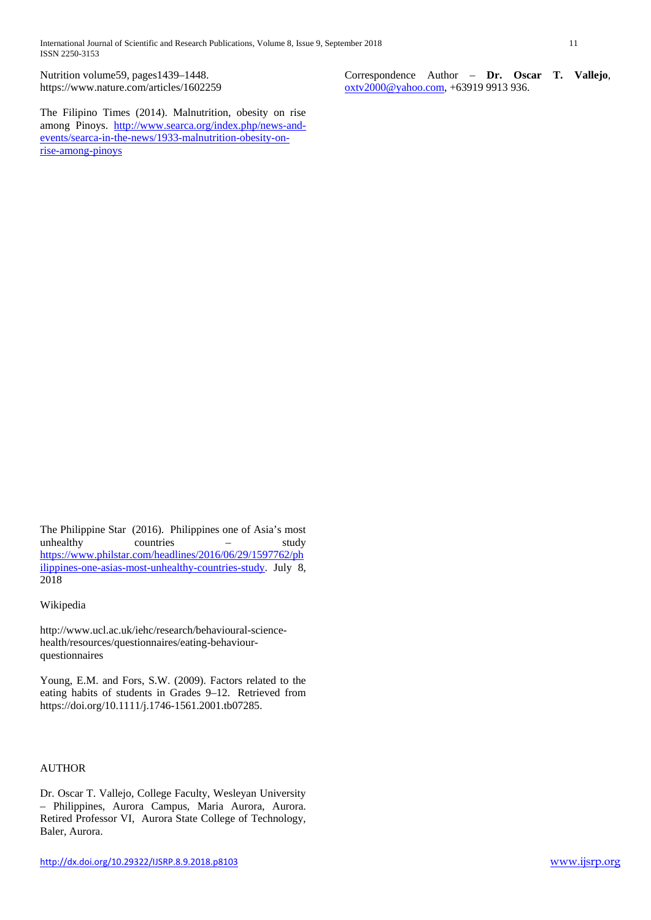Nutrition volume59, pages1439–1448. https://www.nature.com/articles/1602259

The Filipino Times (2014). Malnutrition, obesity on rise among Pinoys. http://www.searca.org/index.php/news-and-events/searca-in-the-news/1933-malnutrition-obesity-on-rise-among-pinoys

The Philippine Star (2016). Philippines one of Asia's most unhealthy countries – study https://www.philstar.com/headlines/2016/06/29/1597762/philippines-one-asias-most-unhealthy-countries-study. July 8, 2018

Wikipedia

http://www.ucl.ac.uk/iehc/research/behavioural-science-health/resources/questionnaires/eating-behaviour-questionnaires

Young, E.M. and Fors, S.W. (2009). Factors related to the eating habits of students in Grades 9–12. Retrieved from https://doi.org/10.1111/j.1746-1561.2001.tb07285.

AUTHOR

Dr. Oscar T. Vallejo, College Faculty, Wesleyan University – Philippines, Aurora Campus, Maria Aurora, Aurora. Retired Professor VI, Aurora State College of Technology, Baler, Aurora.

Correspondence Author – **Dr. Oscar T. Vallejo**, oxtv2000@yahoo.com, +63919 9913 936.